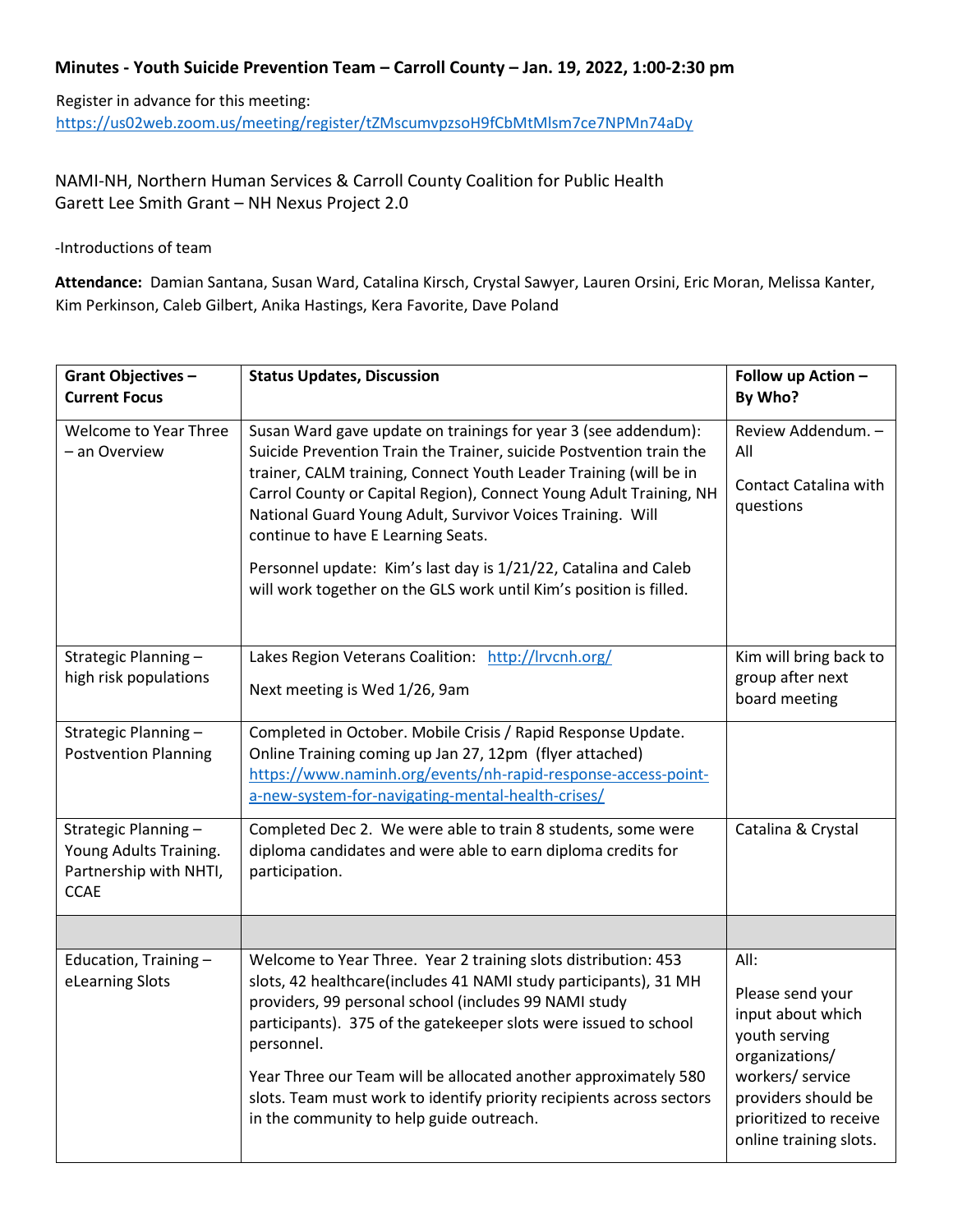**Minutes - Youth Suicide Prevention Team – Carroll County – Jan. 19, 2022, 1:00-2:30 pm**

Register in advance for this meeting:
https://us02web.zoom.us/meeting/register/tZMscumvpzsoH9fCbMtMlsm7ce7NPMn74aDy

NAMI-NH, Northern Human Services & Carroll County Coalition for Public Health
Garett Lee Smith Grant – NH Nexus Project 2.0

-Introductions of team

**Attendance:** Damian Santana, Susan Ward, Catalina Kirsch, Crystal Sawyer, Lauren Orsini, Eric Moran, Melissa Kanter, Kim Perkinson, Caleb Gilbert, Anika Hastings, Kera Favorite, Dave Poland

| Grant Objectives – Current Focus | Status Updates, Discussion | Follow up Action – By Who? |
|---|---|---|
| Welcome to Year Three – an Overview | Susan Ward gave update on trainings for year 3 (see addendum): Suicide Prevention Train the Trainer, suicide Postvention train the trainer, CALM training, Connect Youth Leader Training (will be in Carrol County or Capital Region), Connect Young Adult Training, NH National Guard Young Adult, Survivor Voices Training. Will continue to have E Learning Seats.<br><br>Personnel update: Kim's last day is 1/21/22, Catalina and Caleb will work together on the GLS work until Kim's position is filled. | Review Addendum. – All<br><br>Contact Catalina with questions |
| Strategic Planning – high risk populations | Lakes Region Veterans Coalition: http://lrvcnh.org/<br><br>Next meeting is Wed 1/26, 9am | Kim will bring back to group after next board meeting |
| Strategic Planning – Postvention Planning | Completed in October. Mobile Crisis / Rapid Response Update. Online Training coming up Jan 27, 12pm (flyer attached) https://www.naminh.org/events/nh-rapid-response-access-point-a-new-system-for-navigating-mental-health-crises/ | |
| Strategic Planning – Young Adults Training. Partnership with NHTI, CCAE | Completed Dec 2. We were able to train 8 students, some were diploma candidates and were able to earn diploma credits for participation. | Catalina & Crystal |
| | | |
| Education, Training – eLearning Slots | Welcome to Year Three. Year 2 training slots distribution: 453 slots, 42 healthcare(includes 41 NAMI study participants), 31 MH providers, 99 personal school (includes 99 NAMI study participants). 375 of the gatekeeper slots were issued to school personnel.<br><br>Year Three our Team will be allocated another approximately 580 slots. Team must work to identify priority recipients across sectors in the community to help guide outreach. | All:<br><br>Please send your input about which youth serving organizations/ workers/ service providers should be prioritized to receive online training slots. |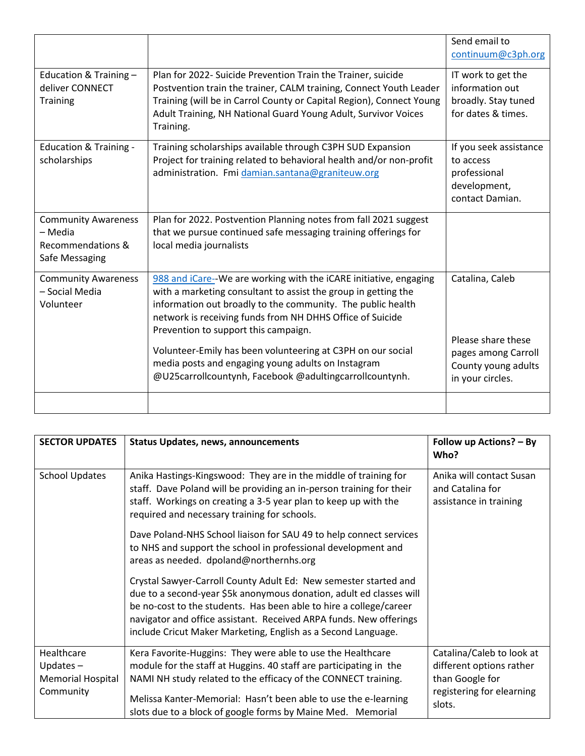| | | |
|---|---|---|
| | | Send email to continuum@c3ph.org |
| Education & Training – deliver CONNECT Training | Plan for 2022- Suicide Prevention Train the Trainer, suicide Postvention train the trainer, CALM training, Connect Youth Leader Training (will be in Carrol County or Capital Region), Connect Young Adult Training, NH National Guard Young Adult, Survivor Voices Training. | IT work to get the information out broadly. Stay tuned for dates & times. |
| Education & Training - scholarships | Training scholarships available through C3PH SUD Expansion Project for training related to behavioral health and/or non-profit administration. Fmi damian.santana@graniteuw.org | If you seek assistance to access professional development, contact Damian. |
| Community Awareness – Media Recommendations & Safe Messaging | Plan for 2022. Postvention Planning notes from fall 2021 suggest that we pursue continued safe messaging training offerings for local media journalists | |
| Community Awareness – Social Media Volunteer | 988 and iCare--We are working with the iCARE initiative, engaging with a marketing consultant to assist the group in getting the information out broadly to the community. The public health network is receiving funds from NH DHHS Office of Suicide Prevention to support this campaign.<br><br>Volunteer-Emily has been volunteering at C3PH on our social media posts and engaging young adults on Instagram @U25carrollcountynh, Facebook @adultingcarrollcountynh. | Catalina, Caleb<br><br>Please share these pages among Carroll County young adults in your circles. |
| | | |

| SECTOR UPDATES | Status Updates, news, announcements | Follow up Actions? – By Who? |
|---|---|---|
| School Updates | Anika Hastings-Kingswood: They are in the middle of training for staff. Dave Poland will be providing an in-person training for their staff. Workings on creating a 3-5 year plan to keep up with the required and necessary training for schools.<br><br>Dave Poland-NHS School liaison for SAU 49 to help connect services to NHS and support the school in professional development and areas as needed. dpoland@northernhs.org<br><br>Crystal Sawyer-Carroll County Adult Ed: New semester started and due to a second-year $5k anonymous donation, adult ed classes will be no-cost to the students. Has been able to hire a college/career navigator and office assistant. Received ARPA funds. New offerings include Cricut Maker Marketing, English as a Second Language. | Anika will contact Susan and Catalina for assistance in training |
| Healthcare Updates – Memorial Hospital Community | Kera Favorite-Huggins: They were able to use the Healthcare module for the staff at Huggins. 40 staff are participating in the NAMI NH study related to the efficacy of the CONNECT training.<br><br>Melissa Kanter-Memorial: Hasn't been able to use the e-learning slots due to a block of google forms by Maine Med. Memorial | Catalina/Caleb to look at different options rather than Google for registering for elearning slots. |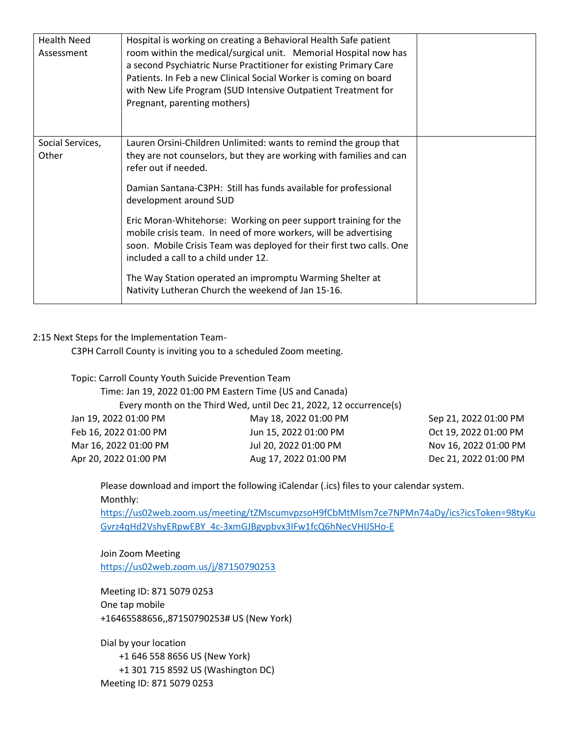| | | |
|---|---|---|
| Health Need Assessment | Hospital is working on creating a Behavioral Health Safe patient room within the medical/surgical unit. Memorial Hospital now has a second Psychiatric Nurse Practitioner for existing Primary Care Patients. In Feb a new Clinical Social Worker is coming on board with New Life Program (SUD Intensive Outpatient Treatment for Pregnant, parenting mothers) | |
| Social Services, Other | Lauren Orsini-Children Unlimited: wants to remind the group that they are not counselors, but they are working with families and can refer out if needed.<br><br>Damian Santana-C3PH: Still has funds available for professional development around SUD<br><br>Eric Moran-Whitehorse: Working on peer support training for the mobile crisis team. In need of more workers, will be advertising soon. Mobile Crisis Team was deployed for their first two calls. One included a call to a child under 12.<br><br>The Way Station operated an impromptu Warming Shelter at Nativity Lutheran Church the weekend of Jan 15-16. | |

2:15 Next Steps for the Implementation Team-

C3PH Carroll County is inviting you to a scheduled Zoom meeting.

Topic: Carroll County Youth Suicide Prevention Team

Time: Jan 19, 2022 01:00 PM Eastern Time (US and Canada)

Every month on the Third Wed, until Dec 21, 2022, 12 occurrence(s)

Jan 19, 2022 01:00 PM
Feb 16, 2022 01:00 PM
Mar 16, 2022 01:00 PM
Apr 20, 2022 01:00 PM
May 18, 2022 01:00 PM
Jun 15, 2022 01:00 PM
Jul 20, 2022 01:00 PM
Aug 17, 2022 01:00 PM
Sep 21, 2022 01:00 PM
Oct 19, 2022 01:00 PM
Nov 16, 2022 01:00 PM
Dec 21, 2022 01:00 PM

Please download and import the following iCalendar (.ics) files to your calendar system.

Monthly:
https://us02web.zoom.us/meeting/tZMscumvpzsoH9fCbMtMlsm7ce7NPMn74aDy/ics?icsToken=98tyKuGvrz4qHd2VshyERpwEBY_4c-3xmGJBgvpbvx3IFw1fcQ6hNecVHIJSHo-E

Join Zoom Meeting
https://us02web.zoom.us/j/87150790253

Meeting ID: 871 5079 0253

One tap mobile

+16465588656,,87150790253# US (New York)

Dial by your location

+1 646 558 8656 US (New York)

+1 301 715 8592 US (Washington DC)

Meeting ID: 871 5079 0253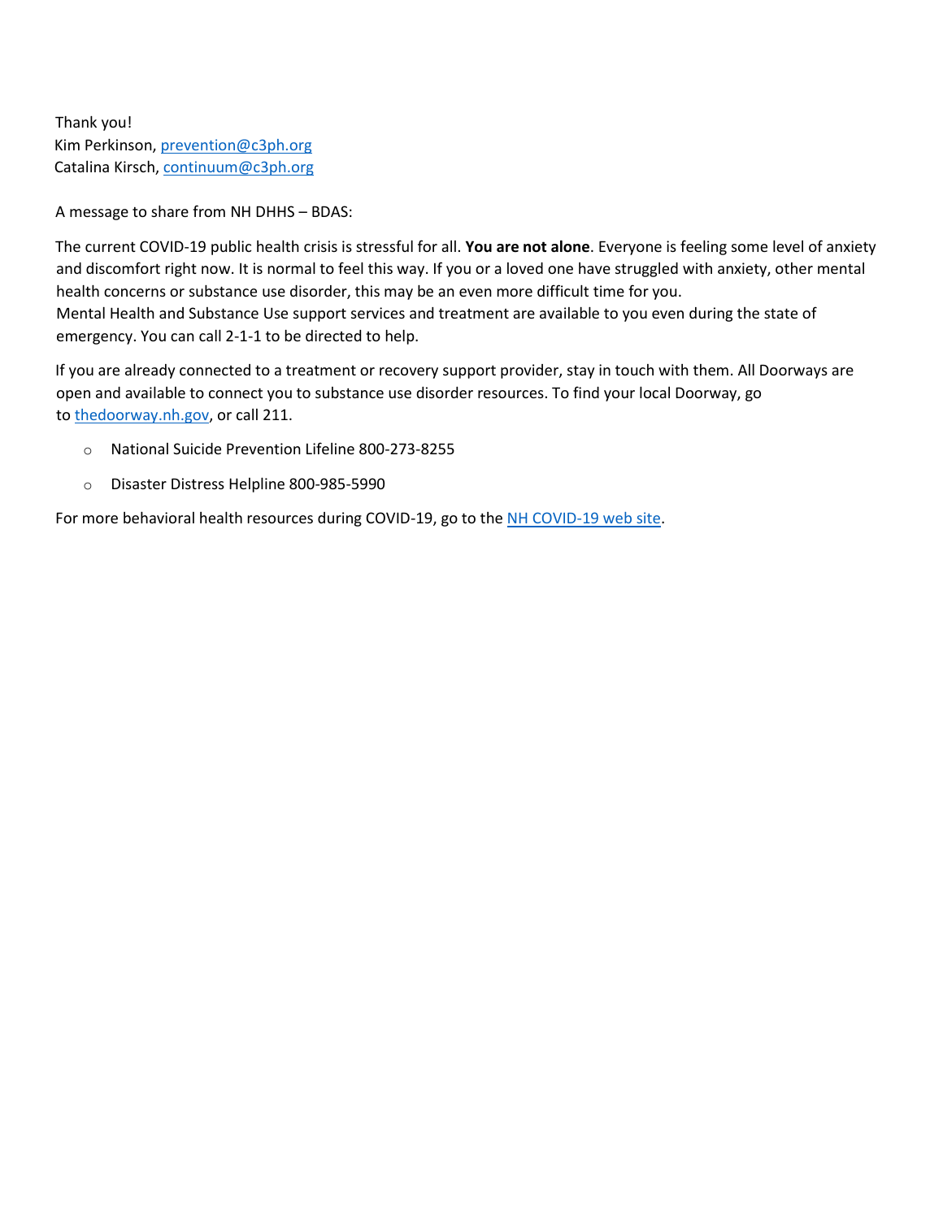Thank you!
Kim Perkinson, prevention@c3ph.org
Catalina Kirsch, continuum@c3ph.org

A message to share from NH DHHS – BDAS:

The current COVID-19 public health crisis is stressful for all. **You are not alone**. Everyone is feeling some level of anxiety and discomfort right now. It is normal to feel this way. If you or a loved one have struggled with anxiety, other mental health concerns or substance use disorder, this may be an even more difficult time for you.
Mental Health and Substance Use support services and treatment are available to you even during the state of emergency. You can call 2-1-1 to be directed to help.

If you are already connected to a treatment or recovery support provider, stay in touch with them. All Doorways are open and available to connect you to substance use disorder resources. To find your local Doorway, go to thedoorway.nh.gov, or call 211.

- National Suicide Prevention Lifeline 800-273-8255
- Disaster Distress Helpline 800-985-5990

For more behavioral health resources during COVID-19, go to the NH COVID-19 web site.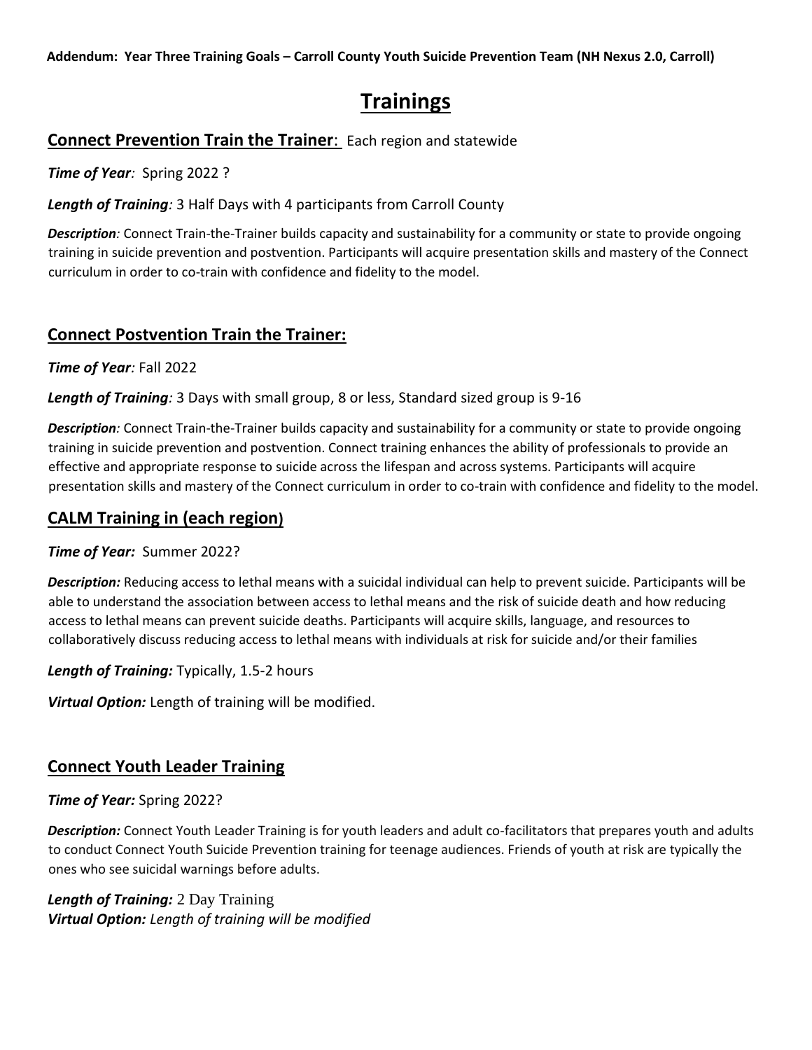**Addendum: Year Three Training Goals – Carroll County Youth Suicide Prevention Team (NH Nexus 2.0, Carroll)**

# Trainings

## Connect Prevention Train the Trainer: Each region and statewide

***Time of Year**:* Spring 2022 ?

***Length of Training**:* 3 Half Days with 4 participants from Carroll County

***Description**:* Connect Train-the-Trainer builds capacity and sustainability for a community or state to provide ongoing training in suicide prevention and postvention. Participants will acquire presentation skills and mastery of the Connect curriculum in order to co-train with confidence and fidelity to the model.

## Connect Postvention Train the Trainer:

***Time of Year**:* Fall 2022

***Length of Training**:* 3 Days with small group, 8 or less, Standard sized group is 9-16

***Description**:* Connect Train-the-Trainer builds capacity and sustainability for a community or state to provide ongoing training in suicide prevention and postvention. Connect training enhances the ability of professionals to provide an effective and appropriate response to suicide across the lifespan and across systems. Participants will acquire presentation skills and mastery of the Connect curriculum in order to co-train with confidence and fidelity to the model.

## CALM Training in (each region)

***Time of Year:*** Summer 2022?

***Description:*** Reducing access to lethal means with a suicidal individual can help to prevent suicide. Participants will be able to understand the association between access to lethal means and the risk of suicide death and how reducing access to lethal means can prevent suicide deaths. Participants will acquire skills, language, and resources to collaboratively discuss reducing access to lethal means with individuals at risk for suicide and/or their families

***Length of Training:*** Typically, 1.5-2 hours

***Virtual Option:*** Length of training will be modified.

## Connect Youth Leader Training

***Time of Year:*** Spring 2022?

***Description:*** Connect Youth Leader Training is for youth leaders and adult co-facilitators that prepares youth and adults to conduct Connect Youth Suicide Prevention training for teenage audiences. Friends of youth at risk are typically the ones who see suicidal warnings before adults.

***Length of Training:*** 2 Day Training
***Virtual Option:*** *Length of training will be modified*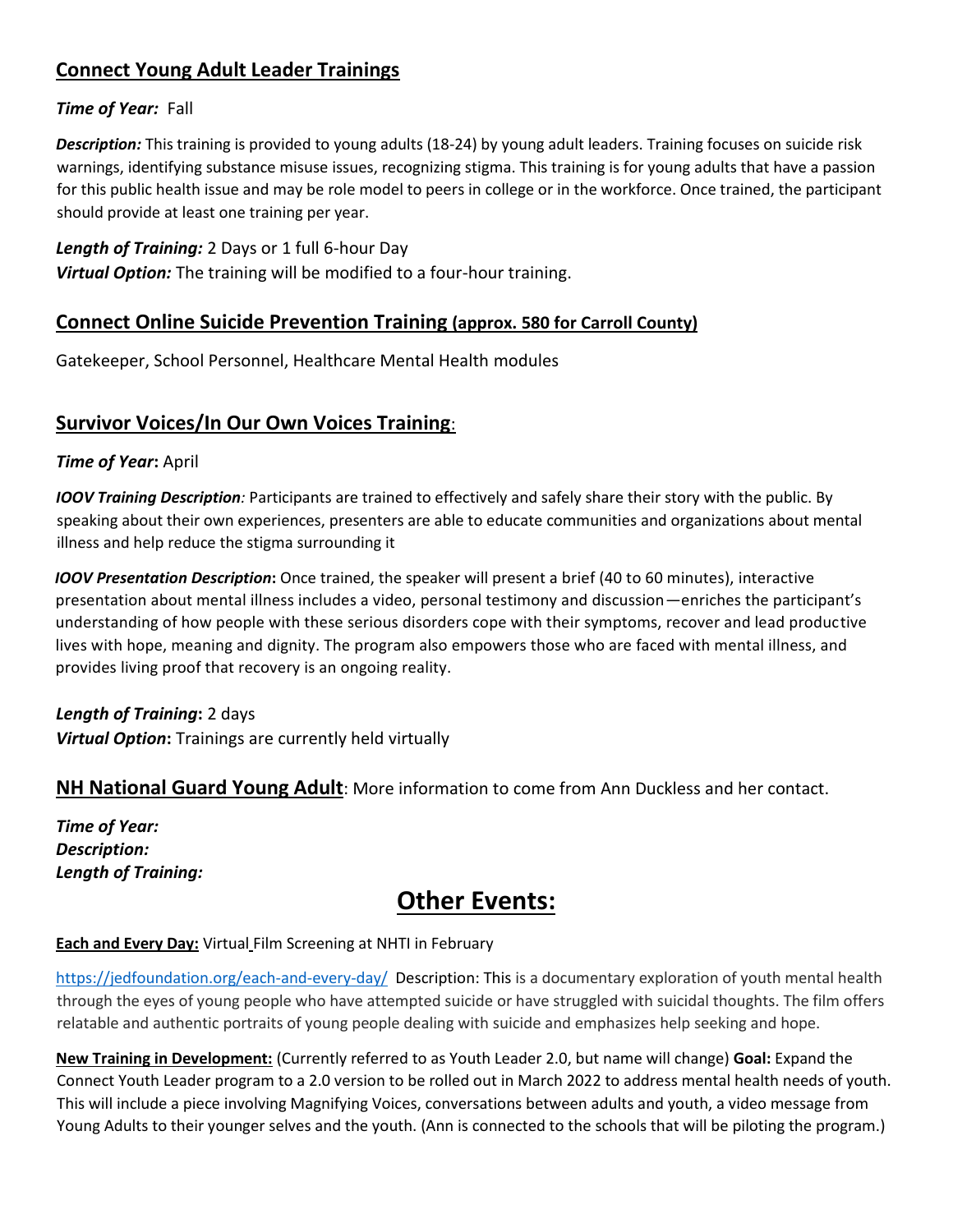## Connect Young Adult Leader Trainings

***Time of Year:*** Fall

***Description:*** This training is provided to young adults (18-24) by young adult leaders. Training focuses on suicide risk warnings, identifying substance misuse issues, recognizing stigma. This training is for young adults that have a passion for this public health issue and may be role model to peers in college or in the workforce. Once trained, the participant should provide at least one training per year.

***Length of Training:*** 2 Days or 1 full 6-hour Day
***Virtual Option:*** The training will be modified to a four-hour training.

## Connect Online Suicide Prevention Training (approx. 580 for Carroll County)

Gatekeeper, School Personnel, Healthcare Mental Health modules

## Survivor Voices/In Our Own Voices Training:

***Time of Year*:** April

***IOOV Training Description**:* Participants are trained to effectively and safely share their story with the public. By speaking about their own experiences, presenters are able to educate communities and organizations about mental illness and help reduce the stigma surrounding it

***IOOV Presentation Description*:** Once trained, the speaker will present a brief (40 to 60 minutes), interactive presentation about mental illness includes a video, personal testimony and discussion—enriches the participant's understanding of how people with these serious disorders cope with their symptoms, recover and lead productive lives with hope, meaning and dignity. The program also empowers those who are faced with mental illness, and provides living proof that recovery is an ongoing reality.

***Length of Training*:** 2 days
***Virtual Option*:** Trainings are currently held virtually

## NH National Guard Young Adult: More information to come from Ann Duckless and her contact.

***Time of Year:***
***Description:***
***Length of Training:***

# Other Events:

**Each and Every Day:** Virtual Film Screening at NHTI in February

https://jedfoundation.org/each-and-every-day/ Description: This is a documentary exploration of youth mental health through the eyes of young people who have attempted suicide or have struggled with suicidal thoughts. The film offers relatable and authentic portraits of young people dealing with suicide and emphasizes help seeking and hope.

**New Training in Development:** (Currently referred to as Youth Leader 2.0, but name will change) **Goal:** Expand the Connect Youth Leader program to a 2.0 version to be rolled out in March 2022 to address mental health needs of youth. This will include a piece involving Magnifying Voices, conversations between adults and youth, a video message from Young Adults to their younger selves and the youth. (Ann is connected to the schools that will be piloting the program.)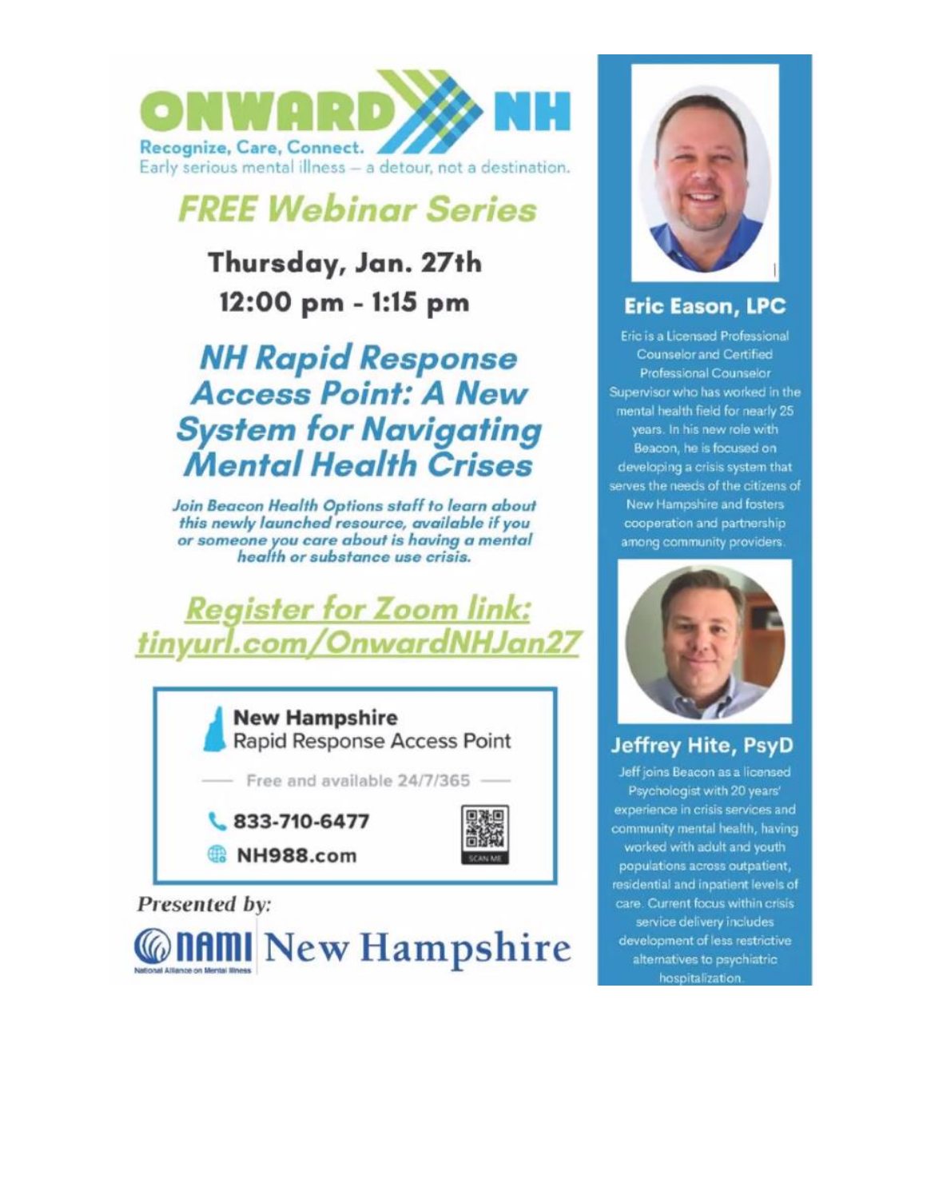# ONWARD NH

Recognize, Care, Connect.

Early serious mental illness – a detour, not a destination.

## FREE Webinar Series

**Thursday, Jan. 27th**

**12:00 pm - 1:15 pm**

## NH Rapid Response Access Point: A New System for Navigating Mental Health Crises

***Join Beacon Health Options staff to learn about this newly launched resource, available if you or someone you care about is having a mental health or substance use crisis.***

## Register for Zoom link: tinyurl.com/OnwardNHJan27

**New Hampshire**
Rapid Response Access Point

Free and available 24/7/365

833-710-6477

NH988.com

SCAN ME

*Presented by:*

NAMI New Hampshire

National Alliance on Mental Illness

### Eric Eason, LPC

Eric is a Licensed Professional Counselor and Certified Professional Counselor Supervisor who has worked in the mental health field for nearly 25 years. In his new role with Beacon, he is focused on developing a crisis system that serves the needs of the citizens of New Hampshire and fosters cooperation and partnership among community providers.

### Jeffrey Hite, PsyD

Jeff joins Beacon as a licensed Psychologist with 20 years' experience in crisis services and community mental health, having worked with adult and youth populations across outpatient, residential and inpatient levels of care. Current focus within crisis service delivery includes development of less restrictive alternatives to psychiatric hospitalization.